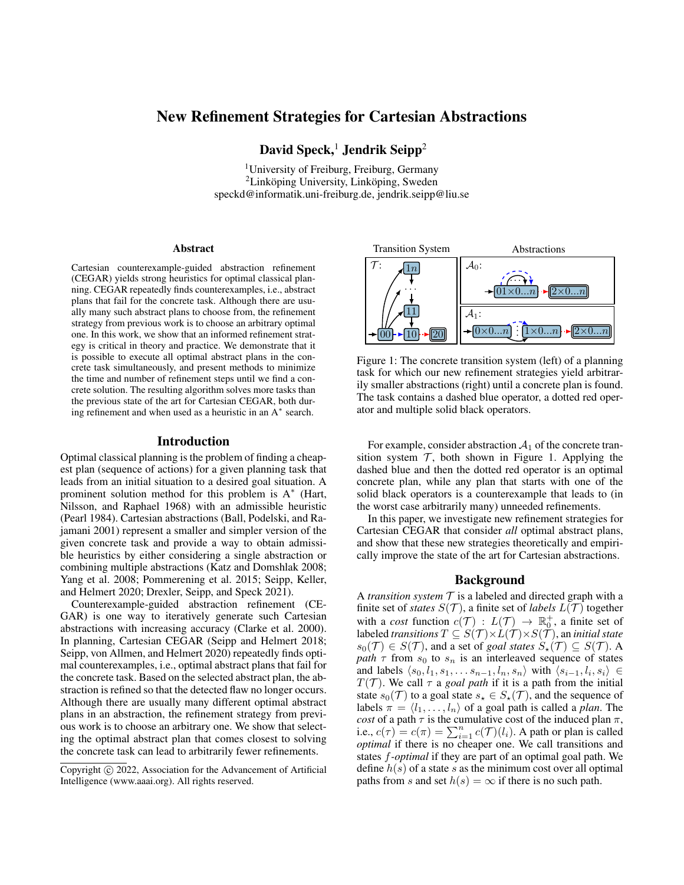# New Refinement Strategies for Cartesian Abstractions

**David Speck,[1] Jendrik Seipp[2]**

[1]University of Freiburg, Freiburg, Germany
[2]Linköping University, Linköping, Sweden
speckd@informatik.uni-freiburg.de, jendrik.seipp@liu.se

## Abstract

Cartesian counterexample-guided abstraction refinement (CEGAR) yields strong heuristics for optimal classical planning. CEGAR repeatedly finds counterexamples, i.e., abstract plans that fail for the concrete task. Although there are usually many such abstract plans to choose from, the refinement strategy from previous work is to choose an arbitrary optimal one. In this work, we show that an informed refinement strategy is critical in theory and practice. We demonstrate that it is possible to execute all optimal abstract plans in the concrete task simultaneously, and present methods to minimize the time and number of refinement steps until we find a concrete solution. The resulting algorithm solves more tasks than the previous state of the art for Cartesian CEGAR, both during refinement and when used as a heuristic in an A$^*$ search.

## Introduction

Optimal classical planning is the problem of finding a cheapest plan (sequence of actions) for a given planning task that leads from an initial situation to a desired goal situation. A prominent solution method for this problem is A$^*$ (Hart, Nilsson, and Raphael 1968) with an admissible heuristic (Pearl 1984). Cartesian abstractions (Ball, Podelski, and Rajamani 2001) represent a smaller and simpler version of the given concrete task and provide a way to obtain admissible heuristics by either considering a single abstraction or combining multiple abstractions (Katz and Domshlak 2008; Yang et al. 2008; Pommerening et al. 2015; Seipp, Keller, and Helmert 2020; Drexler, Seipp, and Speck 2021).

Counterexample-guided abstraction refinement (CEGAR) is one way to iteratively generate such Cartesian abstractions with increasing accuracy (Clarke et al. 2000). In planning, Cartesian CEGAR (Seipp and Helmert 2018; Seipp, von Allmen, and Helmert 2020) repeatedly finds optimal counterexamples, i.e., optimal abstract plans that fail for the concrete task. Based on the selected abstract plan, the abstraction is refined so that the detected flaw no longer occurs. Although there are usually many different optimal abstract plans in an abstraction, the refinement strategy from previous work is to choose an arbitrary one. We show that selecting the optimal abstract plan that comes closest to solving the concrete task can lead to arbitrarily fewer refinements.

Copyright © 2022, Association for the Advancement of Artificial Intelligence (www.aaai.org). All rights reserved.

Figure 1: The concrete transition system (left) of a planning task for which our new refinement strategies yield arbitrarily smaller abstractions (right) until a concrete plan is found. The task contains a dashed blue operator, a dotted red operator and multiple solid black operators.

For example, consider abstraction $\mathcal{A}_1$ of the concrete transition system $\mathcal{T}$, both shown in Figure 1. Applying the dashed blue and then the dotted red operator is an optimal concrete plan, while any plan that starts with one of the solid black operators is a counterexample that leads to (in the worst case arbitrarily many) unneeded refinements.

In this paper, we investigate new refinement strategies for Cartesian CEGAR that consider *all* optimal abstract plans, and show that these new strategies theoretically and empirically improve the state of the art for Cartesian abstractions.

## Background

A *transition system* $\mathcal{T}$ is a labeled and directed graph with a finite set of *states* $S(\mathcal{T})$, a finite set of *labels* $L(\mathcal{T})$ together with a *cost* function $c(\mathcal{T}) : L(\mathcal{T}) \to \mathbb{R}_0^+$, a finite set of labeled *transitions* $T \subseteq S(\mathcal{T}) \times L(\mathcal{T}) \times S(\mathcal{T})$, an *initial state* $s_0(\mathcal{T}) \in S(\mathcal{T})$, and a set of *goal states* $S_\star(\mathcal{T}) \subseteq S(\mathcal{T})$. A *path* $\tau$ from $s_0$ to $s_n$ is an interleaved sequence of states and labels $\langle s_0, l_1, s_1, \dots s_{n-1}, l_n, s_n \rangle$ with $\langle s_{i-1}, l_i, s_i \rangle \in T(\mathcal{T})$. We call $\tau$ a *goal path* if it is a path from the initial state $s_0(\mathcal{T})$ to a goal state $s_\star \in S_\star(\mathcal{T})$, and the sequence of labels $\pi = \langle l_1, \dots, l_n \rangle$ of a goal path is called a *plan*. The *cost* of a path $\tau$ is the cumulative cost of the induced plan $\pi$, i.e., $c(\tau) = c(\pi) = \sum_{i=1}^{n} c(\mathcal{T})(l_i)$. A path or plan is called *optimal* if there is no cheaper one. We call transitions and states $f$*-optimal* if they are part of an optimal goal path. We define $h(s)$ of a state $s$ as the minimum cost over all optimal paths from $s$ and set $h(s) = \infty$ if there is no such path.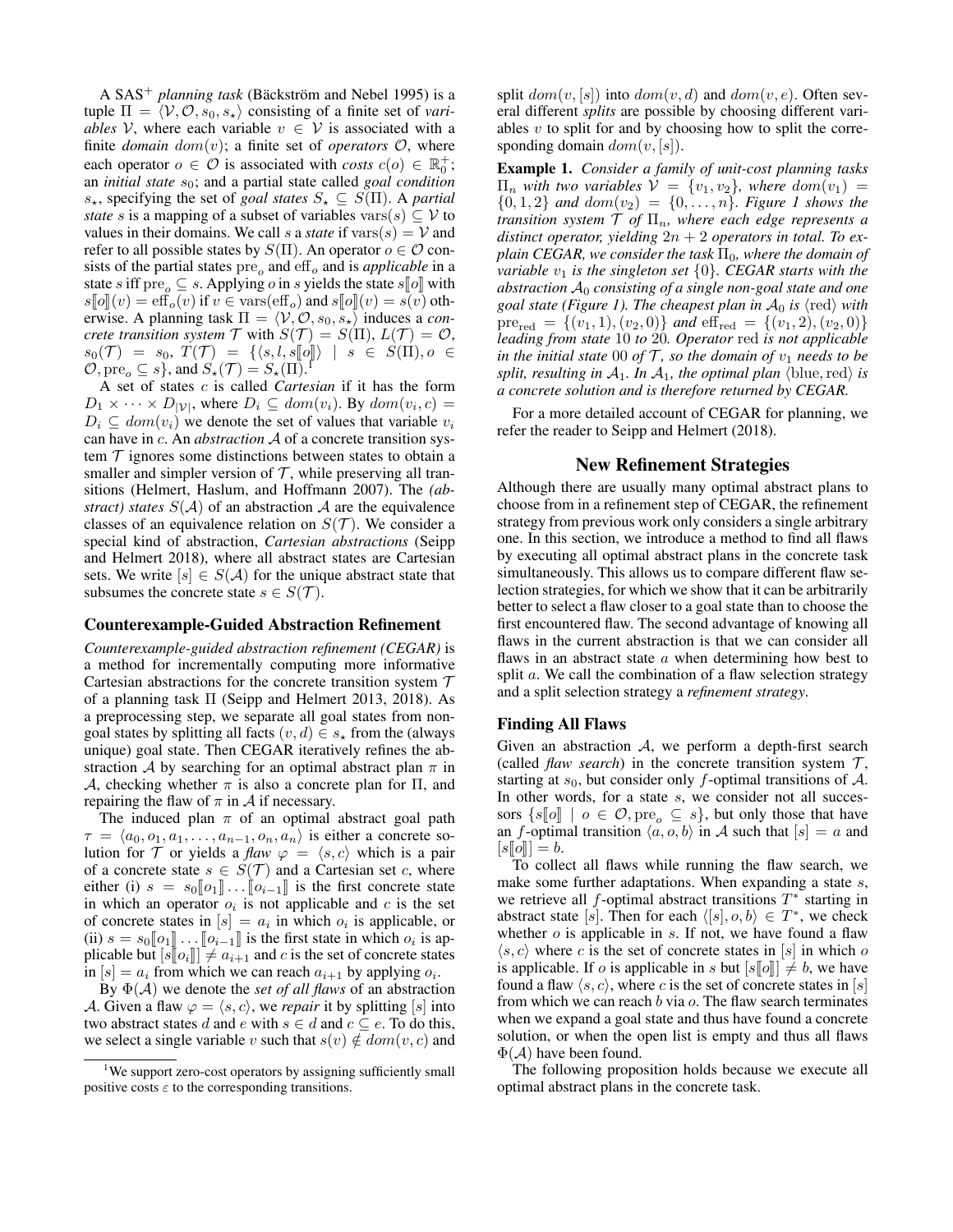A SAS$^+$ *planning task* (Bäckström and Nebel 1995) is a tuple $\Pi = \langle \mathcal{V}, \mathcal{O}, s_0, s_\star \rangle$ consisting of a finite set of *variables* $\mathcal{V}$, where each variable $v \in \mathcal{V}$ is associated with a finite *domain* $dom(v)$; a finite set of *operators* $\mathcal{O}$, where each operator $o \in \mathcal{O}$ is associated with *costs* $c(o) \in \mathbb{R}_0^+$; an *initial state* $s_0$; and a partial state called *goal condition* $s_\star$, specifying the set of *goal states* $S_\star \subseteq S(\Pi)$. A *partial state* $s$ is a mapping of a subset of variables $\mathrm{vars}(s) \subseteq \mathcal{V}$ to values in their domains. We call $s$ a *state* if $\mathrm{vars}(s) = \mathcal{V}$ and refer to all possible states by $S(\Pi)$. An operator $o \in \mathcal{O}$ consists of the partial states $\mathrm{pre}_o$ and $\mathrm{eff}_o$ and is *applicable* in a state $s$ iff $\mathrm{pre}_o \subseteq s$. Applying $o$ in $s$ yields the state $s[\![o]\!]$ with $s[\![o]\!](v) = \mathrm{eff}_o(v)$ if $v \in \mathrm{vars}(\mathrm{eff}_o)$ and $s[\![o]\!](v) = s(v)$ otherwise. A planning task $\Pi = \langle \mathcal{V}, \mathcal{O}, s_0, s_\star \rangle$ induces a *concrete transition system* $\mathcal{T}$ with $S(\mathcal{T}) = S(\Pi)$, $L(\mathcal{T}) = \mathcal{O}$, $s_0(\mathcal{T}) = s_0$, $T(\mathcal{T}) = \{\langle s, l, s[\![o]\!] \rangle \mid s \in S(\Pi), o \in \mathcal{O}, \mathrm{pre}_o \subseteq s\}$, and $S_\star(\mathcal{T}) = S_\star(\Pi)$.[1]

A set of states $c$ is called *Cartesian* if it has the form $D_1 \times \cdots \times D_{|\mathcal{V}|}$, where $D_i \subseteq dom(v_i)$. By $dom(v_i, c) = D_i \subseteq dom(v_i)$ we denote the set of values that variable $v_i$ can have in $c$. An *abstraction* $\mathcal{A}$ of a concrete transition system $\mathcal{T}$ ignores some distinctions between states to obtain a smaller and simpler version of $\mathcal{T}$, while preserving all transitions (Helmert, Haslum, and Hoffmann 2007). The *(abstract) states* $S(\mathcal{A})$ of an abstraction $\mathcal{A}$ are the equivalence classes of an equivalence relation on $S(\mathcal{T})$. We consider a special kind of abstraction, *Cartesian abstractions* (Seipp and Helmert 2018), where all abstract states are Cartesian sets. We write $[s] \in S(\mathcal{A})$ for the unique abstract state that subsumes the concrete state $s \in S(\mathcal{T})$.

### Counterexample-Guided Abstraction Refinement

*Counterexample-guided abstraction refinement (CEGAR)* is a method for incrementally computing more informative Cartesian abstractions for the concrete transition system $\mathcal{T}$ of a planning task $\Pi$ (Seipp and Helmert 2013, 2018). As a preprocessing step, we separate all goal states from non-goal states by splitting all facts $(v, d) \in s_\star$ from the (always unique) goal state. Then CEGAR iteratively refines the abstraction $\mathcal{A}$ by searching for an optimal abstract plan $\pi$ in $\mathcal{A}$, checking whether $\pi$ is also a concrete plan for $\Pi$, and repairing the flaw of $\pi$ in $\mathcal{A}$ if necessary.

The induced plan $\pi$ of an optimal abstract goal path $\tau = \langle a_0, o_1, a_1, \ldots, a_{n-1}, o_n, a_n \rangle$ is either a concrete solution for $\mathcal{T}$ or yields a *flaw* $\varphi = \langle s, c \rangle$ which is a pair of a concrete state $s \in S(\mathcal{T})$ and a Cartesian set $c$, where either (i) $s = s_0[\![o_1]\!] \ldots [\![o_{i-1}]\!]$ is the first concrete state in which an operator $o_i$ is not applicable and $c$ is the set of concrete states in $[s] = a_i$ in which $o_i$ is applicable, or (ii) $s = s_0[\![o_1]\!] \ldots [\![o_{i-1}]\!]$ is the first state in which $o_i$ is applicable but $[s[\![o_i]\!]] \neq a_{i+1}$ and $c$ is the set of concrete states in $[s] = a_i$ from which we can reach $a_{i+1}$ by applying $o_i$.

By $\Phi(\mathcal{A})$ we denote the *set of all flaws* of an abstraction $\mathcal{A}$. Given a flaw $\varphi = \langle s, c \rangle$, we *repair* it by splitting $[s]$ into two abstract states $d$ and $e$ with $s \in d$ and $c \subseteq e$. To do this, we select a single variable $v$ such that $s(v) \notin dom(v, c)$ and split $dom(v, [s])$ into $dom(v, d)$ and $dom(v, e)$. Often several different *splits* are possible by choosing different variables $v$ to split for and by choosing how to split the corresponding domain $dom(v, [s])$.

**Example 1.** *Consider a family of unit-cost planning tasks $\Pi_n$ with two variables $\mathcal{V} = \{v_1, v_2\}$, where $dom(v_1) = \{0, 1, 2\}$ and $dom(v_2) = \{0, \ldots, n\}$. Figure 1 shows the transition system $\mathcal{T}$ of $\Pi_n$, where each edge represents a distinct operator, yielding $2n + 2$ operators in total. To explain CEGAR, we consider the task $\Pi_0$, where the domain of variable $v_1$ is the singleton set $\{0\}$. CEGAR starts with the abstraction $\mathcal{A}_0$ consisting of a single non-goal state and one goal state (Figure 1). The cheapest plan in $\mathcal{A}_0$ is $\langle \mathrm{red} \rangle$ with $\mathrm{pre}_{\mathrm{red}} = \{(v_1, 1), (v_2, 0)\}$ and $\mathrm{eff}_{\mathrm{red}} = \{(v_1, 2), (v_2, 0)\}$ leading from state 10 to 20. Operator red is not applicable in the initial state 00 of $\mathcal{T}$, so the domain of $v_1$ needs to be split, resulting in $\mathcal{A}_1$. In $\mathcal{A}_1$, the optimal plan $\langle \mathrm{blue}, \mathrm{red} \rangle$ is a concrete solution and is therefore returned by CEGAR.*

For a more detailed account of CEGAR for planning, we refer the reader to Seipp and Helmert (2018).

## New Refinement Strategies

Although there are usually many optimal abstract plans to choose from in a refinement step of CEGAR, the refinement strategy from previous work only considers a single arbitrary one. In this section, we introduce a method to find all flaws by executing all optimal abstract plans in the concrete task simultaneously. This allows us to compare different flaw selection strategies, for which we show that it can be arbitrarily better to select a flaw closer to a goal state than to choose the first encountered flaw. The second advantage of knowing all flaws in the current abstraction is that we can consider all flaws in an abstract state $a$ when determining how best to split $a$. We call the combination of a flaw selection strategy and a split selection strategy a *refinement strategy*.

### Finding All Flaws

Given an abstraction $\mathcal{A}$, we perform a depth-first search (called *flaw search*) in the concrete transition system $\mathcal{T}$, starting at $s_0$, but consider only $f$-optimal transitions of $\mathcal{A}$. In other words, for a state $s$, we consider not all successors $\{s[\![o]\!] \mid o \in \mathcal{O}, \mathrm{pre}_o \subseteq s\}$, but only those that have an $f$-optimal transition $\langle a, o, b \rangle$ in $\mathcal{A}$ such that $[s] = a$ and $[s[\![o]\!]] = b$.

To collect all flaws while running the flaw search, we make some further adaptations. When expanding a state $s$, we retrieve all $f$-optimal abstract transitions $T^*$ starting in abstract state $[s]$. Then for each $\langle [s], o, b \rangle \in T^*$, we check whether $o$ is applicable in $s$. If not, we have found a flaw $\langle s, c \rangle$ where $c$ is the set of concrete states in $[s]$ in which $o$ is applicable. If $o$ is applicable in $s$ but $[s[\![o]\!]] \neq b$, we have found a flaw $\langle s, c \rangle$, where $c$ is the set of concrete states in $[s]$ from which we can reach $b$ via $o$. The flaw search terminates when we expand a goal state and thus have found a concrete solution, or when the open list is empty and thus all flaws $\Phi(\mathcal{A})$ have been found.

The following proposition holds because we execute all optimal abstract plans in the concrete task.

[1] We support zero-cost operators by assigning sufficiently small positive costs $\varepsilon$ to the corresponding transitions.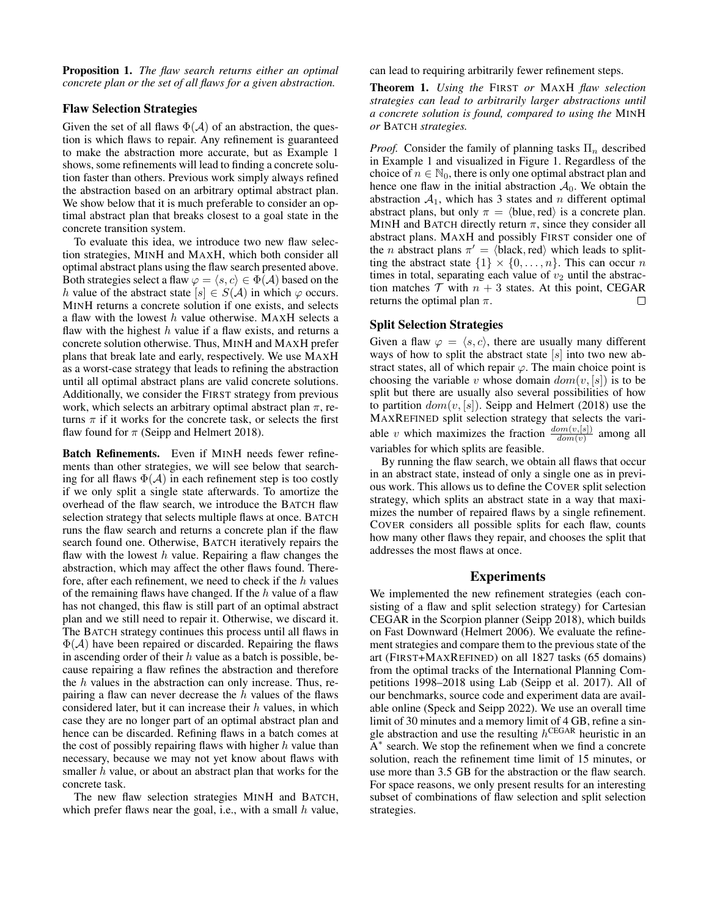**Proposition 1.** *The flaw search returns either an optimal concrete plan or the set of all flaws for a given abstraction.*

### Flaw Selection Strategies

Given the set of all flaws $\Phi(\mathcal{A})$ of an abstraction, the question is which flaws to repair. Any refinement is guaranteed to make the abstraction more accurate, but as Example 1 shows, some refinements will lead to finding a concrete solution faster than others. Previous work simply always refined the abstraction based on an arbitrary optimal abstract plan. We show below that it is much preferable to consider an optimal abstract plan that breaks closest to a goal state in the concrete transition system.

To evaluate this idea, we introduce two new flaw selection strategies, MINH and MAXH, which both consider all optimal abstract plans using the flaw search presented above. Both strategies select a flaw $\varphi = \langle s, c \rangle \in \Phi(\mathcal{A})$ based on the $h$ value of the abstract state $[s] \in S(\mathcal{A})$ in which $\varphi$ occurs. MINH returns a concrete solution if one exists, and selects a flaw with the lowest $h$ value otherwise. MAXH selects a flaw with the highest $h$ value if a flaw exists, and returns a concrete solution otherwise. Thus, MINH and MAXH prefer plans that break late and early, respectively. We use MAXH as a worst-case strategy that leads to refining the abstraction until all optimal abstract plans are valid concrete solutions. Additionally, we consider the FIRST strategy from previous work, which selects an arbitrary optimal abstract plan $\pi$, returns $\pi$ if it works for the concrete task, or selects the first flaw found for $\pi$ (Seipp and Helmert 2018).

**Batch Refinements.** Even if MINH needs fewer refinements than other strategies, we will see below that searching for all flaws $\Phi(\mathcal{A})$ in each refinement step is too costly if we only split a single state afterwards. To amortize the overhead of the flaw search, we introduce the BATCH flaw selection strategy that selects multiple flaws at once. BATCH runs the flaw search and returns a concrete plan if the flaw search found one. Otherwise, BATCH iteratively repairs the flaw with the lowest $h$ value. Repairing a flaw changes the abstraction, which may affect the other flaws found. Therefore, after each refinement, we need to check if the $h$ values of the remaining flaws have changed. If the $h$ value of a flaw has not changed, this flaw is still part of an optimal abstract plan and we still need to repair it. Otherwise, we discard it. The BATCH strategy continues this process until all flaws in $\Phi(\mathcal{A})$ have been repaired or discarded. Repairing the flaws in ascending order of their $h$ value as a batch is possible, because repairing a flaw refines the abstraction and therefore the $h$ values in the abstraction can only increase. Thus, repairing a flaw can never decrease the $h$ values of the flaws considered later, but it can increase their $h$ values, in which case they are no longer part of an optimal abstract plan and hence can be discarded. Refining flaws in a batch comes at the cost of possibly repairing flaws with higher $h$ value than necessary, because we may not yet know about flaws with smaller $h$ value, or about an abstract plan that works for the concrete task.

The new flaw selection strategies MINH and BATCH, which prefer flaws near the goal, i.e., with a small $h$ value, can lead to requiring arbitrarily fewer refinement steps.

**Theorem 1.** *Using the* FIRST *or* MAXH *flaw selection strategies can lead to arbitrarily larger abstractions until a concrete solution is found, compared to using the* MINH *or* BATCH *strategies.*

*Proof.* Consider the family of planning tasks $\Pi_n$ described in Example 1 and visualized in Figure 1. Regardless of the choice of $n \in \mathbb{N}_0$, there is only one optimal abstract plan and hence one flaw in the initial abstraction $\mathcal{A}_0$. We obtain the abstraction $\mathcal{A}_1$, which has 3 states and $n$ different optimal abstract plans, but only $\pi = \langle \text{blue}, \text{red} \rangle$ is a concrete plan. MINH and BATCH directly return $\pi$, since they consider all abstract plans. MAXH and possibly FIRST consider one of the $n$ abstract plans $\pi' = \langle \text{black}, \text{red} \rangle$ which leads to splitting the abstract state $\{1\} \times \{0, \dots, n\}$. This can occur $n$ times in total, separating each value of $v_2$ until the abstraction matches $\mathcal{T}$ with $n + 3$ states. At this point, CEGAR returns the optimal plan $\pi$. $\square$

### Split Selection Strategies

Given a flaw $\varphi = \langle s, c \rangle$, there are usually many different ways of how to split the abstract state $[s]$ into two new abstract states, all of which repair $\varphi$. The main choice point is choosing the variable $v$ whose domain $dom(v, [s])$ is to be split but there are usually also several possibilities of how to partition $dom(v, [s])$. Seipp and Helmert (2018) use the MAXREFINED split selection strategy that selects the variable $v$ which maximizes the fraction $\frac{dom(v,[s])}{dom(v)}$ among all variables for which splits are feasible.

By running the flaw search, we obtain all flaws that occur in an abstract state, instead of only a single one as in previous work. This allows us to define the COVER split selection strategy, which splits an abstract state in a way that maximizes the number of repaired flaws by a single refinement. COVER considers all possible splits for each flaw, counts how many other flaws they repair, and chooses the split that addresses the most flaws at once.

## Experiments

We implemented the new refinement strategies (each consisting of a flaw and split selection strategy) for Cartesian CEGAR in the Scorpion planner (Seipp 2018), which builds on Fast Downward (Helmert 2006). We evaluate the refinement strategies and compare them to the previous state of the art (FIRST+MAXREFINED) on all 1827 tasks (65 domains) from the optimal tracks of the International Planning Competitions 1998–2018 using Lab (Seipp et al. 2017). All of our benchmarks, source code and experiment data are available online (Speck and Seipp 2022). We use an overall time limit of 30 minutes and a memory limit of 4 GB, refine a single abstraction and use the resulting $h^{\text{CEGAR}}$ heuristic in an $\text{A}^*$ search. We stop the refinement when we find a concrete solution, reach the refinement time limit of 15 minutes, or use more than 3.5 GB for the abstraction or the flaw search. For space reasons, we only present results for an interesting subset of combinations of flaw selection and split selection strategies.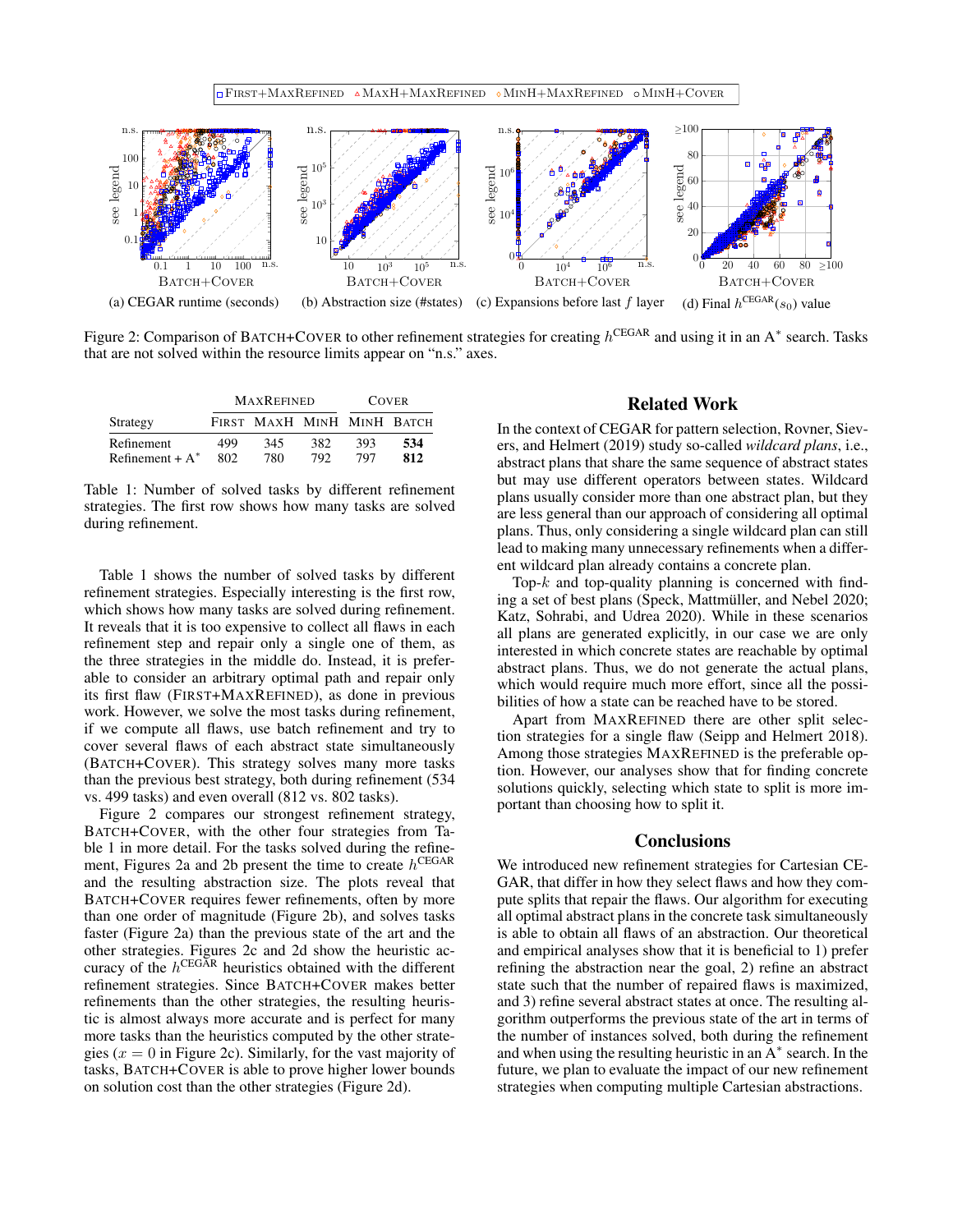Figure 2: Comparison of BATCH+COVER to other refinement strategies for creating $h^{\text{CEGAR}}$ and using it in an A* search. Tasks that are not solved within the resource limits appear on "n.s." axes.

(a) CEGAR runtime (seconds) (b) Abstraction size (#states) (c) Expansions before last $f$ layer (d) Final $h^{\text{CEGAR}}(s_0)$ value

| | MAXREFINED | | | COVER | |
|---|---|---|---|---|---|
| Strategy | FIRST | MAXH | MINH | MINH | BATCH |
| Refinement | 499 | 345 | 382 | 393 | **534** |
| Refinement + A* | 802 | 780 | 792 | 797 | **812** |

Table 1: Number of solved tasks by different refinement strategies. The first row shows how many tasks are solved during refinement.

Table 1 shows the number of solved tasks by different refinement strategies. Especially interesting is the first row, which shows how many tasks are solved during refinement. It reveals that it is too expensive to collect all flaws in each refinement step and repair only a single one of them, as the three strategies in the middle do. Instead, it is preferable to consider an arbitrary optimal path and repair only its first flaw (FIRST+MAXREFINED), as done in previous work. However, we solve the most tasks during refinement, if we compute all flaws, use batch refinement and try to cover several flaws of each abstract state simultaneously (BATCH+COVER). This strategy solves many more tasks than the previous best strategy, both during refinement (534 vs. 499 tasks) and even overall (812 vs. 802 tasks).

Figure 2 compares our strongest refinement strategy, BATCH+COVER, with the other four strategies from Table 1 in more detail. For the tasks solved during the refinement, Figures 2a and 2b present the time to create $h^{\text{CEGAR}}$ and the resulting abstraction size. The plots reveal that BATCH+COVER requires fewer refinements, often by more than one order of magnitude (Figure 2b), and solves tasks faster (Figure 2a) than the previous state of the art and the other strategies. Figures 2c and 2d show the heuristic accuracy of the $h^{\text{CEGAR}}$ heuristics obtained with the different refinement strategies. Since BATCH+COVER makes better refinements than the other strategies, the resulting heuristic is almost always more accurate and is perfect for many more tasks than the heuristics computed by the other strategies ($x = 0$ in Figure 2c). Similarly, for the vast majority of tasks, BATCH+COVER is able to prove higher lower bounds on solution cost than the other strategies (Figure 2d).

## Related Work

In the context of CEGAR for pattern selection, Rovner, Sievers, and Helmert (2019) study so-called *wildcard plans*, i.e., abstract plans that share the same sequence of abstract states but may use different operators between states. Wildcard plans usually consider more than one abstract plan, but they are less general than our approach of considering all optimal plans. Thus, only considering a single wildcard plan can still lead to making many unnecessary refinements when a different wildcard plan already contains a concrete plan.

Top-$k$ and top-quality planning is concerned with finding a set of best plans (Speck, Mattmüller, and Nebel 2020; Katz, Sohrabi, and Udrea 2020). While in these scenarios all plans are generated explicitly, in our case we are only interested in which concrete states are reachable by optimal abstract plans. Thus, we do not generate the actual plans, which would require much more effort, since all the possibilities of how a state can be reached have to be stored.

Apart from MAXREFINED there are other split selection strategies for a single flaw (Seipp and Helmert 2018). Among those strategies MAXREFINED is the preferable option. However, our analyses show that for finding concrete solutions quickly, selecting which state to split is more important than choosing how to split it.

## Conclusions

We introduced new refinement strategies for Cartesian CEGAR, that differ in how they select flaws and how they compute splits that repair the flaws. Our algorithm for executing all optimal abstract plans in the concrete task simultaneously is able to obtain all flaws of an abstraction. Our theoretical and empirical analyses show that it is beneficial to 1) prefer refining the abstraction near the goal, 2) refine an abstract state such that the number of repaired flaws is maximized, and 3) refine several abstract states at once. The resulting algorithm outperforms the previous state of the art in terms of the number of instances solved, both during the refinement and when using the resulting heuristic in an A* search. In the future, we plan to evaluate the impact of our new refinement strategies when computing multiple Cartesian abstractions.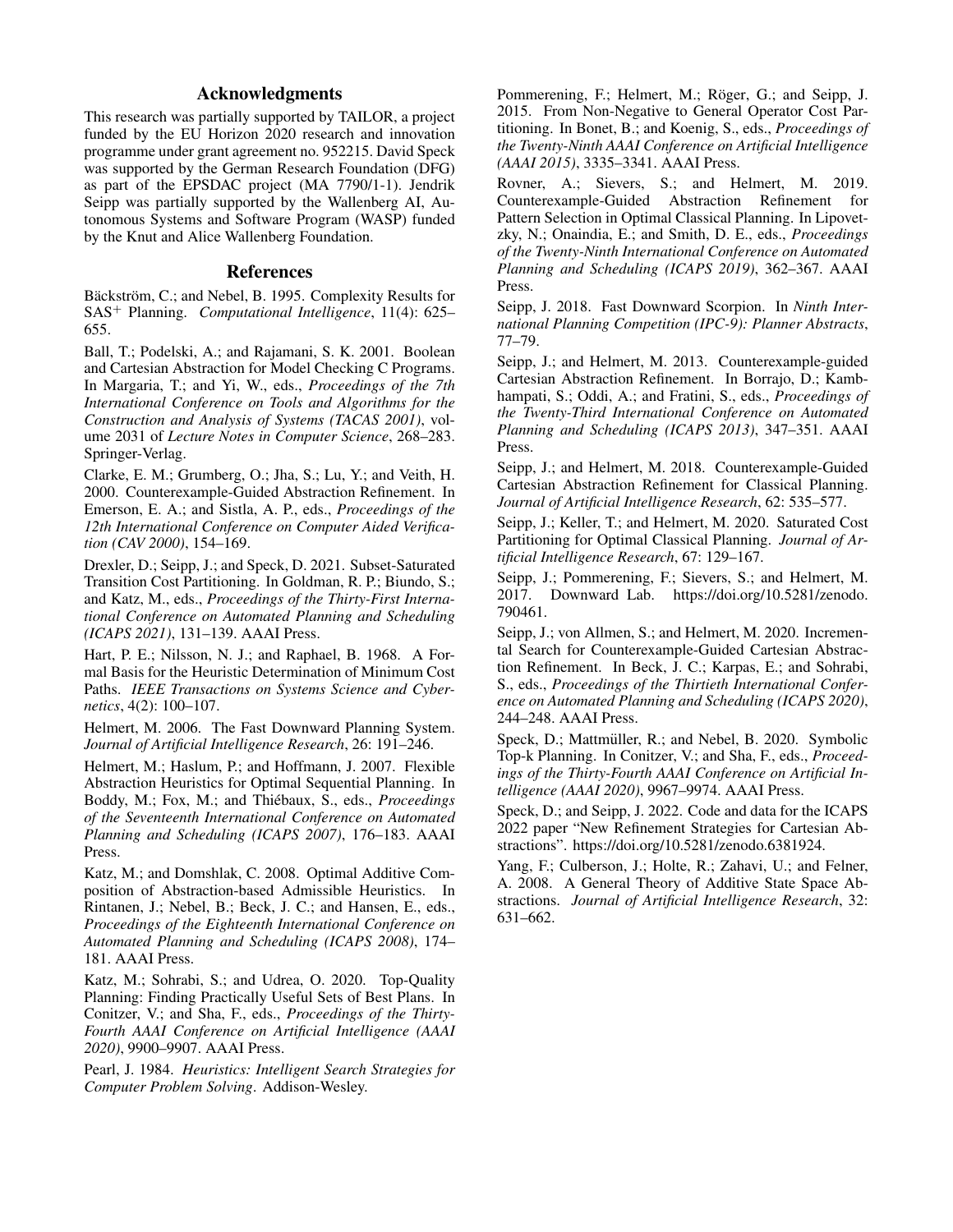## Acknowledgments

This research was partially supported by TAILOR, a project funded by the EU Horizon 2020 research and innovation programme under grant agreement no. 952215. David Speck was supported by the German Research Foundation (DFG) as part of the EPSDAC project (MA 7790/1-1). Jendrik Seipp was partially supported by the Wallenberg AI, Autonomous Systems and Software Program (WASP) funded by the Knut and Alice Wallenberg Foundation.

## References

Bäckström, C.; and Nebel, B. 1995. Complexity Results for SAS$^+$ Planning. *Computational Intelligence*, 11(4): 625–655.

Ball, T.; Podelski, A.; and Rajamani, S. K. 2001. Boolean and Cartesian Abstraction for Model Checking C Programs. In Margaria, T.; and Yi, W., eds., *Proceedings of the 7th International Conference on Tools and Algorithms for the Construction and Analysis of Systems (TACAS 2001)*, volume 2031 of *Lecture Notes in Computer Science*, 268–283. Springer-Verlag.

Clarke, E. M.; Grumberg, O.; Jha, S.; Lu, Y.; and Veith, H. 2000. Counterexample-Guided Abstraction Refinement. In Emerson, E. A.; and Sistla, A. P., eds., *Proceedings of the 12th International Conference on Computer Aided Verification (CAV 2000)*, 154–169.

Drexler, D.; Seipp, J.; and Speck, D. 2021. Subset-Saturated Transition Cost Partitioning. In Goldman, R. P.; Biundo, S.; and Katz, M., eds., *Proceedings of the Thirty-First International Conference on Automated Planning and Scheduling (ICAPS 2021)*, 131–139. AAAI Press.

Hart, P. E.; Nilsson, N. J.; and Raphael, B. 1968. A Formal Basis for the Heuristic Determination of Minimum Cost Paths. *IEEE Transactions on Systems Science and Cybernetics*, 4(2): 100–107.

Helmert, M. 2006. The Fast Downward Planning System. *Journal of Artificial Intelligence Research*, 26: 191–246.

Helmert, M.; Haslum, P.; and Hoffmann, J. 2007. Flexible Abstraction Heuristics for Optimal Sequential Planning. In Boddy, M.; Fox, M.; and Thiébaux, S., eds., *Proceedings of the Seventeenth International Conference on Automated Planning and Scheduling (ICAPS 2007)*, 176–183. AAAI Press.

Katz, M.; and Domshlak, C. 2008. Optimal Additive Composition of Abstraction-based Admissible Heuristics. In Rintanen, J.; Nebel, B.; Beck, J. C.; and Hansen, E., eds., *Proceedings of the Eighteenth International Conference on Automated Planning and Scheduling (ICAPS 2008)*, 174–181. AAAI Press.

Katz, M.; Sohrabi, S.; and Udrea, O. 2020. Top-Quality Planning: Finding Practically Useful Sets of Best Plans. In Conitzer, V.; and Sha, F., eds., *Proceedings of the Thirty-Fourth AAAI Conference on Artificial Intelligence (AAAI 2020)*, 9900–9907. AAAI Press.

Pearl, J. 1984. *Heuristics: Intelligent Search Strategies for Computer Problem Solving*. Addison-Wesley.

Pommerening, F.; Helmert, M.; Röger, G.; and Seipp, J. 2015. From Non-Negative to General Operator Cost Partitioning. In Bonet, B.; and Koenig, S., eds., *Proceedings of the Twenty-Ninth AAAI Conference on Artificial Intelligence (AAAI 2015)*, 3335–3341. AAAI Press.

Rovner, A.; Sievers, S.; and Helmert, M. 2019. Counterexample-Guided Abstraction Refinement for Pattern Selection in Optimal Classical Planning. In Lipovetzky, N.; Onaindia, E.; and Smith, D. E., eds., *Proceedings of the Twenty-Ninth International Conference on Automated Planning and Scheduling (ICAPS 2019)*, 362–367. AAAI Press.

Seipp, J. 2018. Fast Downward Scorpion. In *Ninth International Planning Competition (IPC-9): Planner Abstracts*, 77–79.

Seipp, J.; and Helmert, M. 2013. Counterexample-guided Cartesian Abstraction Refinement. In Borrajo, D.; Kambhampati, S.; Oddi, A.; and Fratini, S., eds., *Proceedings of the Twenty-Third International Conference on Automated Planning and Scheduling (ICAPS 2013)*, 347–351. AAAI Press.

Seipp, J.; and Helmert, M. 2018. Counterexample-Guided Cartesian Abstraction Refinement for Classical Planning. *Journal of Artificial Intelligence Research*, 62: 535–577.

Seipp, J.; Keller, T.; and Helmert, M. 2020. Saturated Cost Partitioning for Optimal Classical Planning. *Journal of Artificial Intelligence Research*, 67: 129–167.

Seipp, J.; Pommerening, F.; Sievers, S.; and Helmert, M. 2017. Downward Lab. https://doi.org/10.5281/zenodo.790461.

Seipp, J.; von Allmen, S.; and Helmert, M. 2020. Incremental Search for Counterexample-Guided Cartesian Abstraction Refinement. In Beck, J. C.; Karpas, E.; and Sohrabi, S., eds., *Proceedings of the Thirtieth International Conference on Automated Planning and Scheduling (ICAPS 2020)*, 244–248. AAAI Press.

Speck, D.; Mattmüller, R.; and Nebel, B. 2020. Symbolic Top-k Planning. In Conitzer, V.; and Sha, F., eds., *Proceedings of the Thirty-Fourth AAAI Conference on Artificial Intelligence (AAAI 2020)*, 9967–9974. AAAI Press.

Speck, D.; and Seipp, J. 2022. Code and data for the ICAPS 2022 paper "New Refinement Strategies for Cartesian Abstractions". https://doi.org/10.5281/zenodo.6381924.

Yang, F.; Culberson, J.; Holte, R.; Zahavi, U.; and Felner, A. 2008. A General Theory of Additive State Space Abstractions. *Journal of Artificial Intelligence Research*, 32: 631–662.